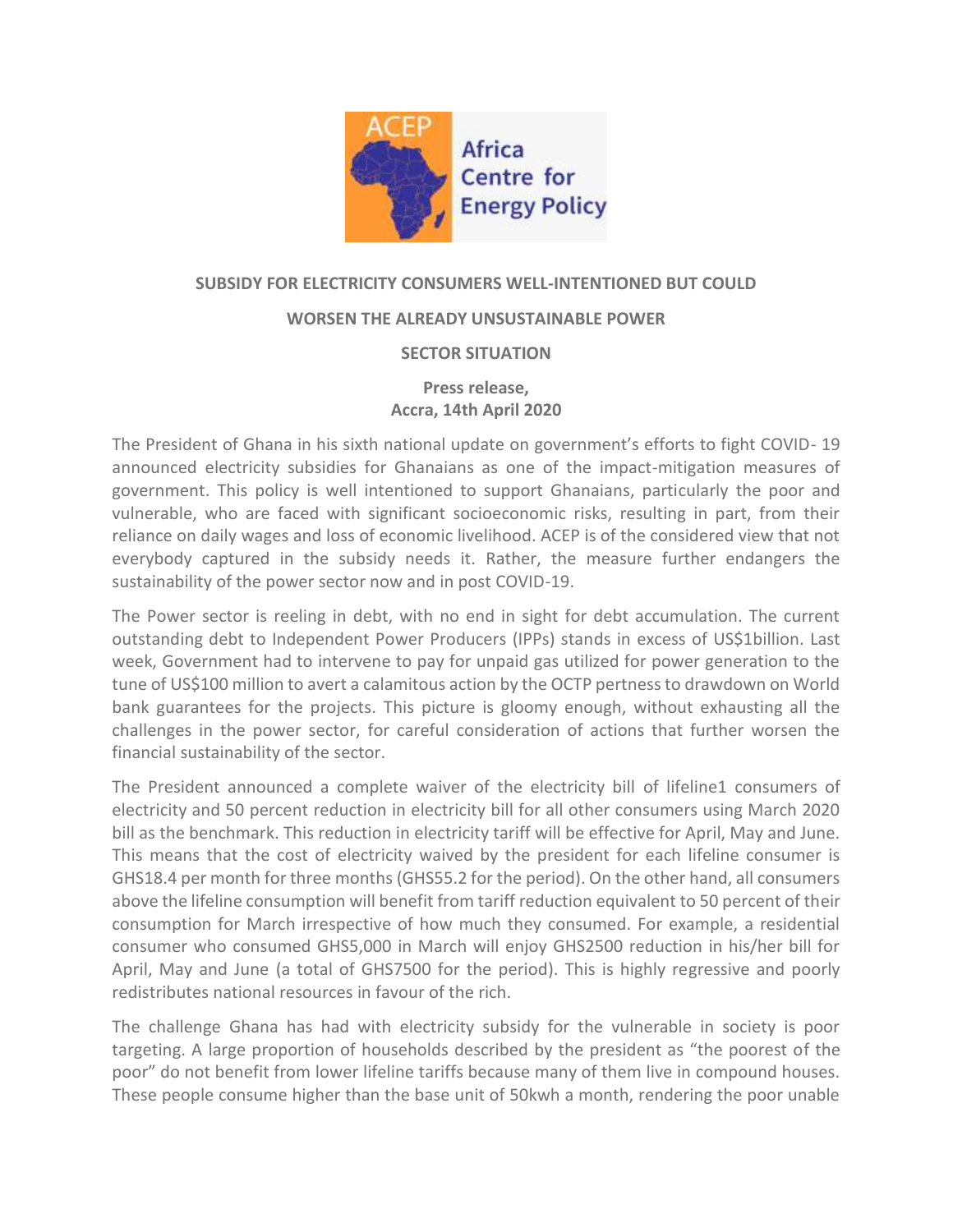ACEP Africa Centre for Energy Policy

**SUBSIDY FOR ELECTRICITY CONSUMERS WELL-INTENTIONED BUT COULD WORSEN THE ALREADY UNSUSTAINABLE POWER SECTOR SITUATION**

**Press release,**
**Accra, 14th April 2020**

The President of Ghana in his sixth national update on government's efforts to fight COVID- 19 announced electricity subsidies for Ghanaians as one of the impact-mitigation measures of government. This policy is well intentioned to support Ghanaians, particularly the poor and vulnerable, who are faced with significant socioeconomic risks, resulting in part, from their reliance on daily wages and loss of economic livelihood. ACEP is of the considered view that not everybody captured in the subsidy needs it. Rather, the measure further endangers the sustainability of the power sector now and in post COVID-19.

The Power sector is reeling in debt, with no end in sight for debt accumulation. The current outstanding debt to Independent Power Producers (IPPs) stands in excess of US$1billion. Last week, Government had to intervene to pay for unpaid gas utilized for power generation to the tune of US$100 million to avert a calamitous action by the OCTP pertness to drawdown on World bank guarantees for the projects. This picture is gloomy enough, without exhausting all the challenges in the power sector, for careful consideration of actions that further worsen the financial sustainability of the sector.

The President announced a complete waiver of the electricity bill of lifeline1 consumers of electricity and 50 percent reduction in electricity bill for all other consumers using March 2020 bill as the benchmark. This reduction in electricity tariff will be effective for April, May and June. This means that the cost of electricity waived by the president for each lifeline consumer is GHS18.4 per month for three months (GHS55.2 for the period). On the other hand, all consumers above the lifeline consumption will benefit from tariff reduction equivalent to 50 percent of their consumption for March irrespective of how much they consumed. For example, a residential consumer who consumed GHS5,000 in March will enjoy GHS2500 reduction in his/her bill for April, May and June (a total of GHS7500 for the period). This is highly regressive and poorly redistributes national resources in favour of the rich.

The challenge Ghana has had with electricity subsidy for the vulnerable in society is poor targeting. A large proportion of households described by the president as "the poorest of the poor" do not benefit from lower lifeline tariffs because many of them live in compound houses. These people consume higher than the base unit of 50kwh a month, rendering the poor unable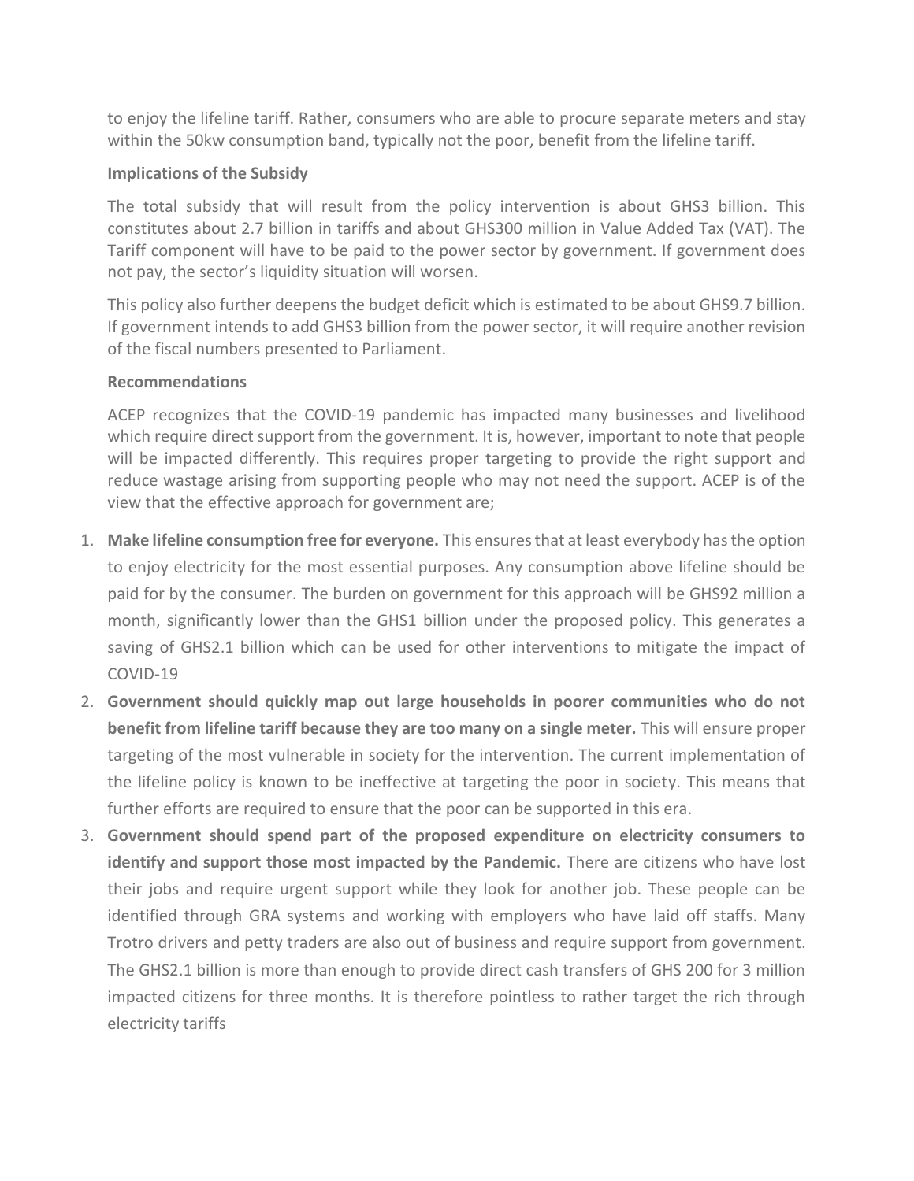to enjoy the lifeline tariff. Rather, consumers who are able to procure separate meters and stay within the 50kw consumption band, typically not the poor, benefit from the lifeline tariff.

**Implications of the Subsidy**

The total subsidy that will result from the policy intervention is about GHS3 billion. This constitutes about 2.7 billion in tariffs and about GHS300 million in Value Added Tax (VAT). The Tariff component will have to be paid to the power sector by government. If government does not pay, the sector's liquidity situation will worsen.

This policy also further deepens the budget deficit which is estimated to be about GHS9.7 billion. If government intends to add GHS3 billion from the power sector, it will require another revision of the fiscal numbers presented to Parliament.

**Recommendations**

ACEP recognizes that the COVID-19 pandemic has impacted many businesses and livelihood which require direct support from the government. It is, however, important to note that people will be impacted differently. This requires proper targeting to provide the right support and reduce wastage arising from supporting people who may not need the support. ACEP is of the view that the effective approach for government are;

1. **Make lifeline consumption free for everyone.** This ensures that at least everybody has the option to enjoy electricity for the most essential purposes. Any consumption above lifeline should be paid for by the consumer. The burden on government for this approach will be GHS92 million a month, significantly lower than the GHS1 billion under the proposed policy. This generates a saving of GHS2.1 billion which can be used for other interventions to mitigate the impact of COVID-19
2. **Government should quickly map out large households in poorer communities who do not benefit from lifeline tariff because they are too many on a single meter.** This will ensure proper targeting of the most vulnerable in society for the intervention. The current implementation of the lifeline policy is known to be ineffective at targeting the poor in society. This means that further efforts are required to ensure that the poor can be supported in this era.
3. **Government should spend part of the proposed expenditure on electricity consumers to identify and support those most impacted by the Pandemic.** There are citizens who have lost their jobs and require urgent support while they look for another job. These people can be identified through GRA systems and working with employers who have laid off staffs. Many Trotro drivers and petty traders are also out of business and require support from government. The GHS2.1 billion is more than enough to provide direct cash transfers of GHS 200 for 3 million impacted citizens for three months. It is therefore pointless to rather target the rich through electricity tariffs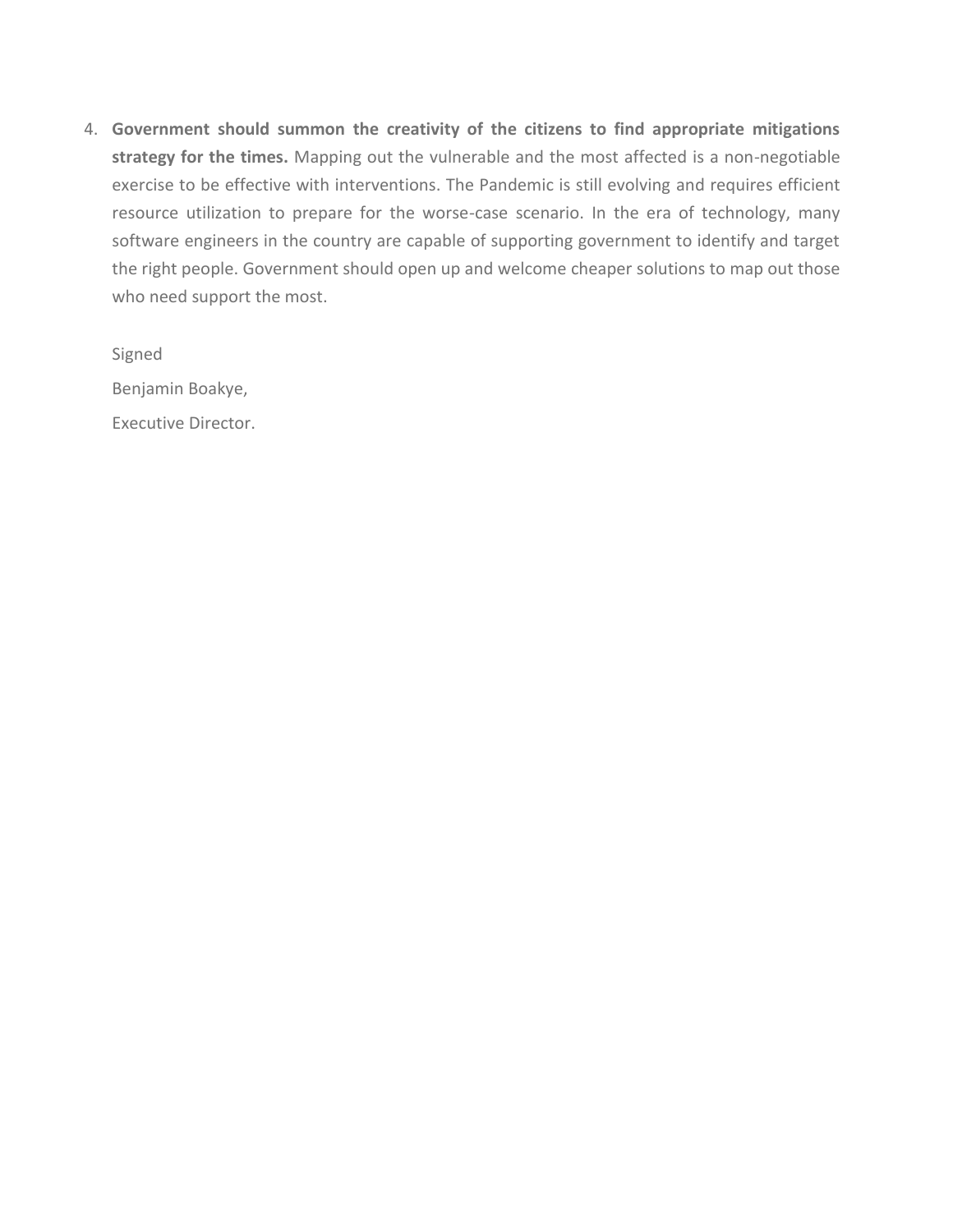4. **Government should summon the creativity of the citizens to find appropriate mitigations strategy for the times.** Mapping out the vulnerable and the most affected is a non-negotiable exercise to be effective with interventions. The Pandemic is still evolving and requires efficient resource utilization to prepare for the worse-case scenario. In the era of technology, many software engineers in the country are capable of supporting government to identify and target the right people. Government should open up and welcome cheaper solutions to map out those who need support the most.

   Signed

   Benjamin Boakye,

   Executive Director.